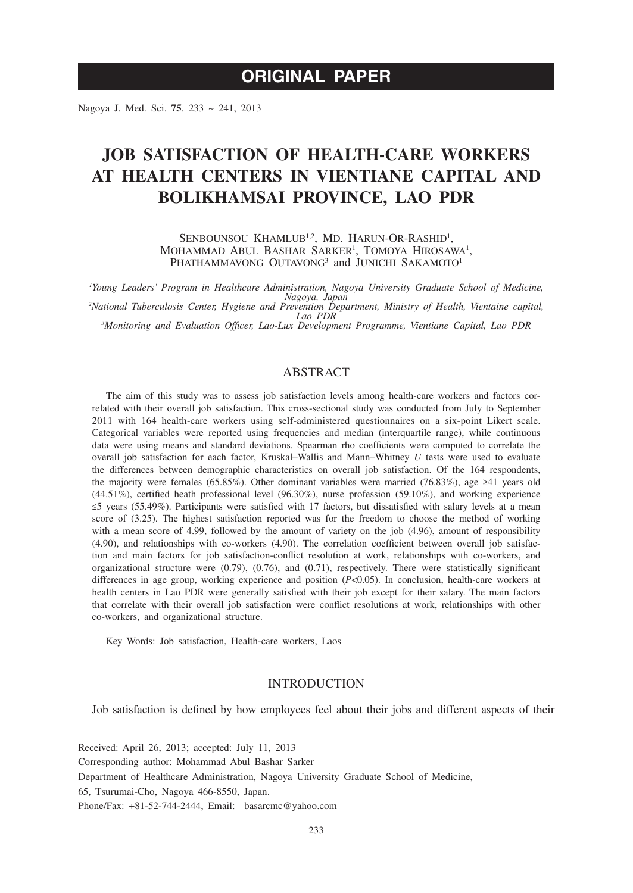ORIGINAL PAPER

# JOB SATISFACTION OF HEALTH-CARE WORKERS AT HEALTH CENTERS IN VIENTIANE CAPITAL AND BOLIKHAMSAI PROVINCE, LAO PDR

SENBOUNSOU KHAMLUB[1,2], MD. HARUN-OR-RASHID[1], MOHAMMAD ABUL BASHAR SARKER[1], TOMOYA HIROSAWA[1], PHATHAMMAVONG OUTAVONG[3] and JUNICHI SAKAMOTO[1]

*[1]Young Leaders' Program in Healthcare Administration, Nagoya University Graduate School of Medicine, Nagoya, Japan*
*[2]National Tuberculosis Center, Hygiene and Prevention Department, Ministry of Health, Vientaine capital, Lao PDR*
*[3]Monitoring and Evaluation Officer, Lao-Lux Development Programme, Vientiane Capital, Lao PDR*

## ABSTRACT

The aim of this study was to assess job satisfaction levels among health-care workers and factors correlated with their overall job satisfaction. This cross-sectional study was conducted from July to September 2011 with 164 health-care workers using self-administered questionnaires on a six-point Likert scale. Categorical variables were reported using frequencies and median (interquartile range), while continuous data were using means and standard deviations. Spearman rho coefficients were computed to correlate the overall job satisfaction for each factor, Kruskal–Wallis and Mann–Whitney *U* tests were used to evaluate the differences between demographic characteristics on overall job satisfaction. Of the 164 respondents, the majority were females (65.85%). Other dominant variables were married (76.83%), age ≥41 years old (44.51%), certified heath professional level (96.30%), nurse profession (59.10%), and working experience ≤5 years (55.49%). Participants were satisfied with 17 factors, but dissatisfied with salary levels at a mean score of (3.25). The highest satisfaction reported was for the freedom to choose the method of working with a mean score of 4.99, followed by the amount of variety on the job (4.96), amount of responsibility (4.90), and relationships with co-workers (4.90). The correlation coefficient between overall job satisfaction and main factors for job satisfaction-conflict resolution at work, relationships with co-workers, and organizational structure were (0.79), (0.76), and (0.71), respectively. There were statistically significant differences in age group, working experience and position ($P<0.05$). In conclusion, health-care workers at health centers in Lao PDR were generally satisfied with their job except for their salary. The main factors that correlate with their overall job satisfaction were conflict resolutions at work, relationships with other co-workers, and organizational structure.

Key Words: Job satisfaction, Health-care workers, Laos

## INTRODUCTION

Job satisfaction is defined by how employees feel about their jobs and different aspects of their

Received: April 26, 2013; accepted: July 11, 2013

Corresponding author: Mohammad Abul Bashar Sarker

Department of Healthcare Administration, Nagoya University Graduate School of Medicine,

65, Tsurumai-Cho, Nagoya 466-8550, Japan.

Phone/Fax: +81-52-744-2444, Email: basarcmc@yahoo.com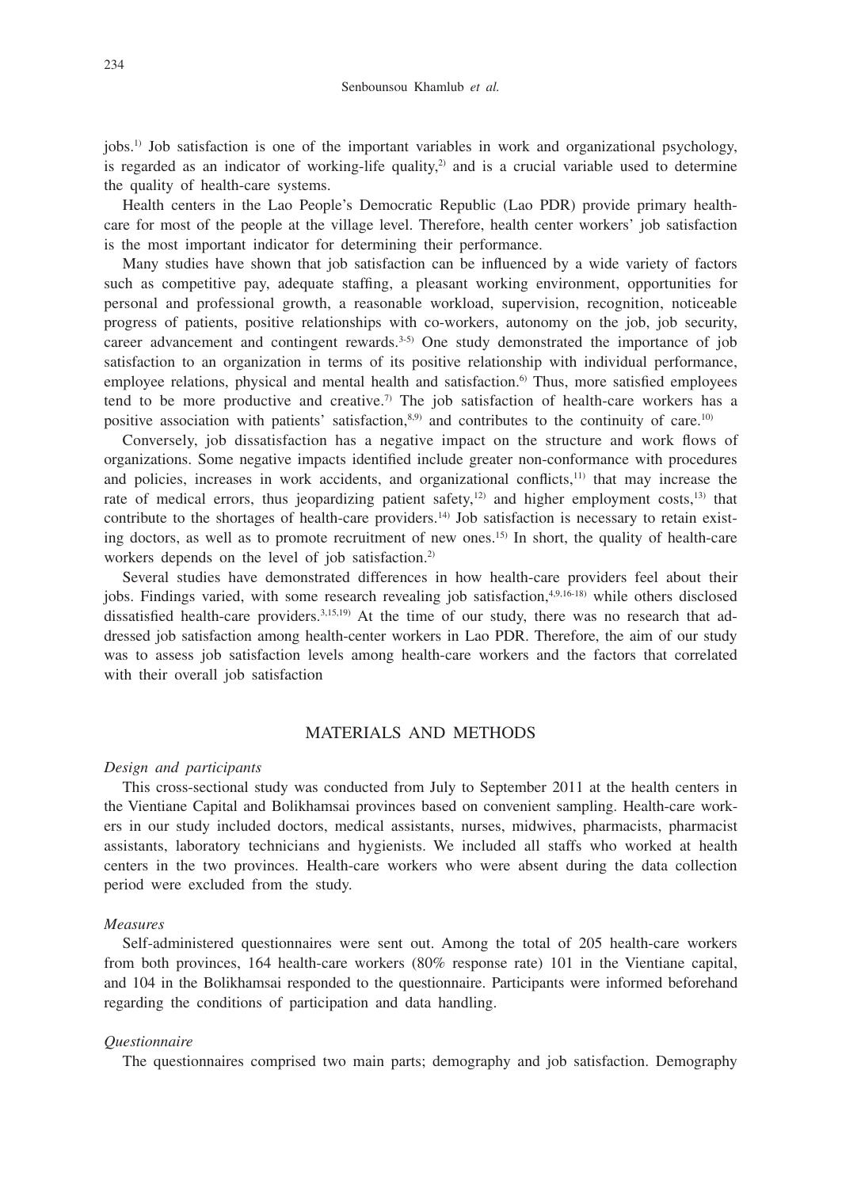jobs.[1] Job satisfaction is one of the important variables in work and organizational psychology, is regarded as an indicator of working-life quality,[2] and is a crucial variable used to determine the quality of health-care systems.

Health centers in the Lao People's Democratic Republic (Lao PDR) provide primary health-care for most of the people at the village level. Therefore, health center workers' job satisfaction is the most important indicator for determining their performance.

Many studies have shown that job satisfaction can be influenced by a wide variety of factors such as competitive pay, adequate staffing, a pleasant working environment, opportunities for personal and professional growth, a reasonable workload, supervision, recognition, noticeable progress of patients, positive relationships with co-workers, autonomy on the job, job security, career advancement and contingent rewards.[3-5] One study demonstrated the importance of job satisfaction to an organization in terms of its positive relationship with individual performance, employee relations, physical and mental health and satisfaction.[6] Thus, more satisfied employees tend to be more productive and creative.[7] The job satisfaction of health-care workers has a positive association with patients' satisfaction,[8,9] and contributes to the continuity of care.[10]

Conversely, job dissatisfaction has a negative impact on the structure and work flows of organizations. Some negative impacts identified include greater non-conformance with procedures and policies, increases in work accidents, and organizational conflicts,[11] that may increase the rate of medical errors, thus jeopardizing patient safety,[12] and higher employment costs,[13] that contribute to the shortages of health-care providers.[14] Job satisfaction is necessary to retain existing doctors, as well as to promote recruitment of new ones.[15] In short, the quality of health-care workers depends on the level of job satisfaction.[2]

Several studies have demonstrated differences in how health-care providers feel about their jobs. Findings varied, with some research revealing job satisfaction,[4,9,16-18] while others disclosed dissatisfied health-care providers.[3,15,19] At the time of our study, there was no research that addressed job satisfaction among health-center workers in Lao PDR. Therefore, the aim of our study was to assess job satisfaction levels among health-care workers and the factors that correlated with their overall job satisfaction

## MATERIALS AND METHODS

*Design and participants*

This cross-sectional study was conducted from July to September 2011 at the health centers in the Vientiane Capital and Bolikhamsai provinces based on convenient sampling. Health-care workers in our study included doctors, medical assistants, nurses, midwives, pharmacists, pharmacist assistants, laboratory technicians and hygienists. We included all staffs who worked at health centers in the two provinces. Health-care workers who were absent during the data collection period were excluded from the study.

*Measures*

Self-administered questionnaires were sent out. Among the total of 205 health-care workers from both provinces, 164 health-care workers (80% response rate) 101 in the Vientiane capital, and 104 in the Bolikhamsai responded to the questionnaire. Participants were informed beforehand regarding the conditions of participation and data handling.

*Questionnaire*

The questionnaires comprised two main parts; demography and job satisfaction. Demography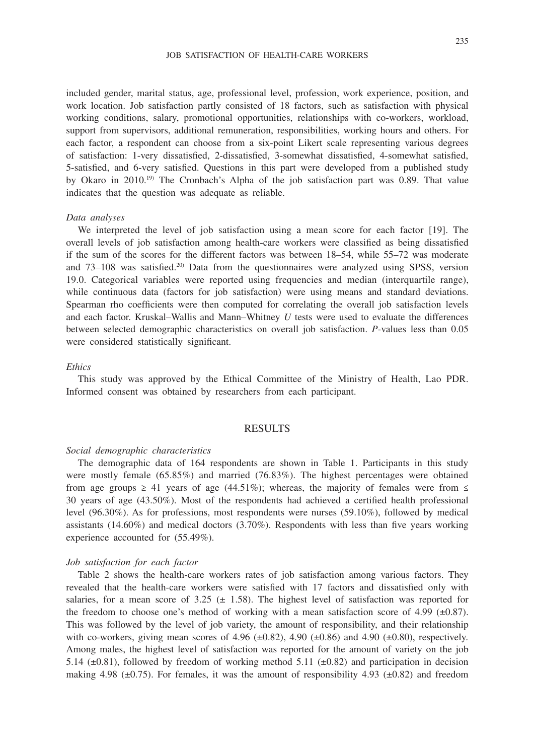included gender, marital status, age, professional level, profession, work experience, position, and work location. Job satisfaction partly consisted of 18 factors, such as satisfaction with physical working conditions, salary, promotional opportunities, relationships with co-workers, workload, support from supervisors, additional remuneration, responsibilities, working hours and others. For each factor, a respondent can choose from a six-point Likert scale representing various degrees of satisfaction: 1-very dissatisfied, 2-dissatisfied, 3-somewhat dissatisfied, 4-somewhat satisfied, 5-satisfied, and 6-very satisfied. Questions in this part were developed from a published study by Okaro in 2010.[19] The Cronbach's Alpha of the job satisfaction part was 0.89. That value indicates that the question was adequate as reliable.

### *Data analyses*

We interpreted the level of job satisfaction using a mean score for each factor [19]. The overall levels of job satisfaction among health-care workers were classified as being dissatisfied if the sum of the scores for the different factors was between 18–54, while 55–72 was moderate and 73–108 was satisfied.[20] Data from the questionnaires were analyzed using SPSS, version 19.0. Categorical variables were reported using frequencies and median (interquartile range), while continuous data (factors for job satisfaction) were using means and standard deviations. Spearman rho coefficients were then computed for correlating the overall job satisfaction levels and each factor. Kruskal–Wallis and Mann–Whitney $U$ tests were used to evaluate the differences between selected demographic characteristics on overall job satisfaction. $P$-values less than 0.05 were considered statistically significant.

### *Ethics*

This study was approved by the Ethical Committee of the Ministry of Health, Lao PDR. Informed consent was obtained by researchers from each participant.

## RESULTS

### *Social demographic characteristics*

The demographic data of 164 respondents are shown in Table 1. Participants in this study were mostly female (65.85%) and married (76.83%). The highest percentages were obtained from age groups ≥ 41 years of age (44.51%); whereas, the majority of females were from ≤ 30 years of age (43.50%). Most of the respondents had achieved a certified health professional level (96.30%). As for professions, most respondents were nurses (59.10%), followed by medical assistants (14.60%) and medical doctors (3.70%). Respondents with less than five years working experience accounted for (55.49%).

### *Job satisfaction for each factor*

Table 2 shows the health-care workers rates of job satisfaction among various factors. They revealed that the health-care workers were satisfied with 17 factors and dissatisfied only with salaries, for a mean score of 3.25 (± 1.58). The highest level of satisfaction was reported for the freedom to choose one's method of working with a mean satisfaction score of 4.99 (±0.87). This was followed by the level of job variety, the amount of responsibility, and their relationship with co-workers, giving mean scores of 4.96 (±0.82), 4.90 (±0.86) and 4.90 (±0.80), respectively. Among males, the highest level of satisfaction was reported for the amount of variety on the job 5.14 (±0.81), followed by freedom of working method 5.11 (±0.82) and participation in decision making 4.98 (±0.75). For females, it was the amount of responsibility 4.93 (±0.82) and freedom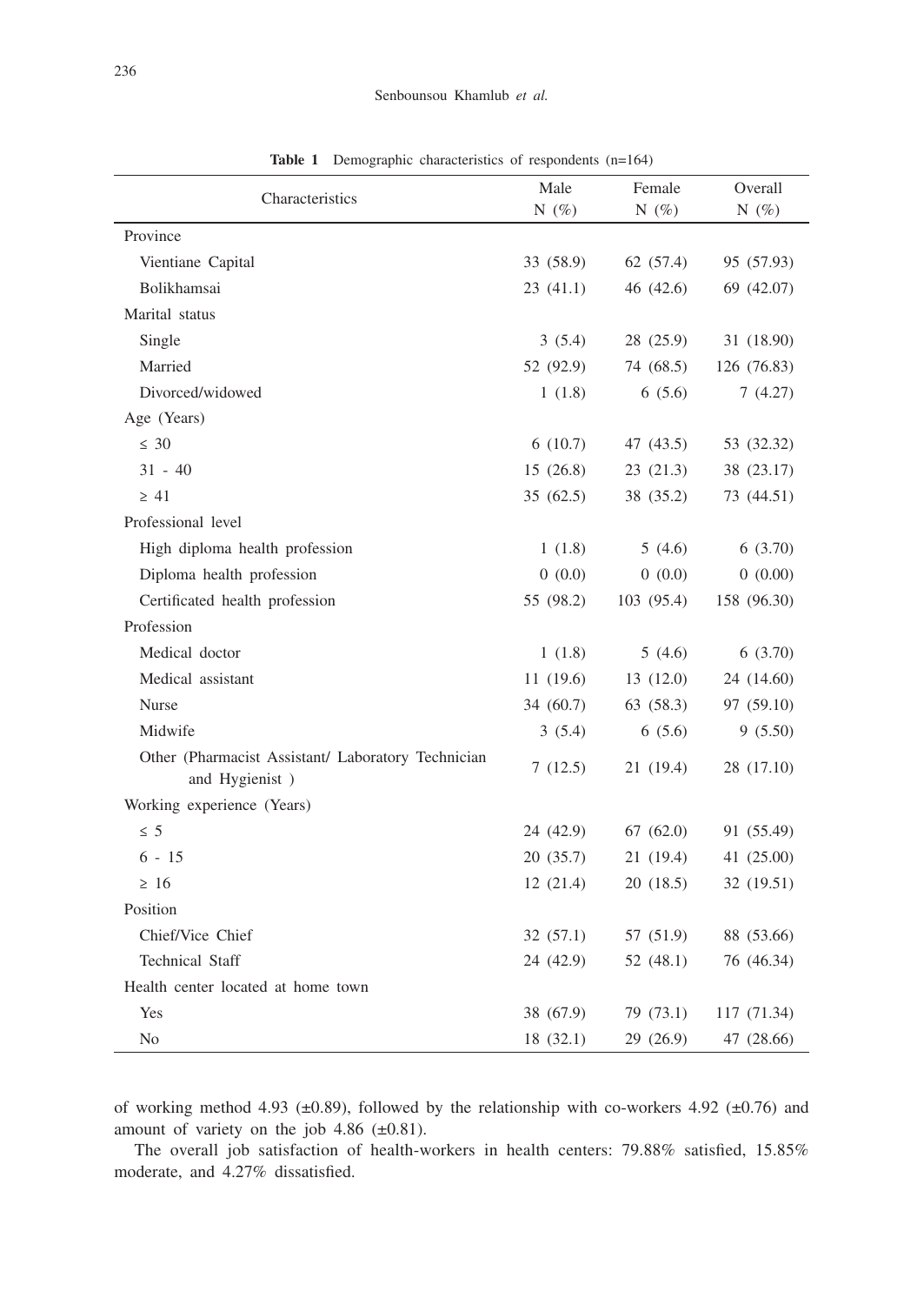**Table 1** Demographic characteristics of respondents (n=164)

| Characteristics | Male N (%) | Female N (%) | Overall N (%) |
|---|---|---|---|
| Province | | | |
| Vientiane Capital | 33 (58.9) | 62 (57.4) | 95 (57.93) |
| Bolikhamsai | 23 (41.1) | 46 (42.6) | 69 (42.07) |
| Marital status | | | |
| Single | 3 (5.4) | 28 (25.9) | 31 (18.90) |
| Married | 52 (92.9) | 74 (68.5) | 126 (76.83) |
| Divorced/widowed | 1 (1.8) | 6 (5.6) | 7 (4.27) |
| Age (Years) | | | |
| ≤ 30 | 6 (10.7) | 47 (43.5) | 53 (32.32) |
| 31 - 40 | 15 (26.8) | 23 (21.3) | 38 (23.17) |
| ≥ 41 | 35 (62.5) | 38 (35.2) | 73 (44.51) |
| Professional level | | | |
| High diploma health profession | 1 (1.8) | 5 (4.6) | 6 (3.70) |
| Diploma health profession | 0 (0.0) | 0 (0.0) | 0 (0.00) |
| Certificated health profession | 55 (98.2) | 103 (95.4) | 158 (96.30) |
| Profession | | | |
| Medical doctor | 1 (1.8) | 5 (4.6) | 6 (3.70) |
| Medical assistant | 11 (19.6) | 13 (12.0) | 24 (14.60) |
| Nurse | 34 (60.7) | 63 (58.3) | 97 (59.10) |
| Midwife | 3 (5.4) | 6 (5.6) | 9 (5.50) |
| Other (Pharmacist Assistant/ Laboratory Technician and Hygienist ) | 7 (12.5) | 21 (19.4) | 28 (17.10) |
| Working experience (Years) | | | |
| ≤ 5 | 24 (42.9) | 67 (62.0) | 91 (55.49) |
| 6 - 15 | 20 (35.7) | 21 (19.4) | 41 (25.00) |
| ≥ 16 | 12 (21.4) | 20 (18.5) | 32 (19.51) |
| Position | | | |
| Chief/Vice Chief | 32 (57.1) | 57 (51.9) | 88 (53.66) |
| Technical Staff | 24 (42.9) | 52 (48.1) | 76 (46.34) |
| Health center located at home town | | | |
| Yes | 38 (67.9) | 79 (73.1) | 117 (71.34) |
| No | 18 (32.1) | 29 (26.9) | 47 (28.66) |

of working method 4.93 (±0.89), followed by the relationship with co-workers 4.92 (±0.76) and amount of variety on the job 4.86 (±0.81).

The overall job satisfaction of health-workers in health centers: 79.88% satisfied, 15.85% moderate, and 4.27% dissatisfied.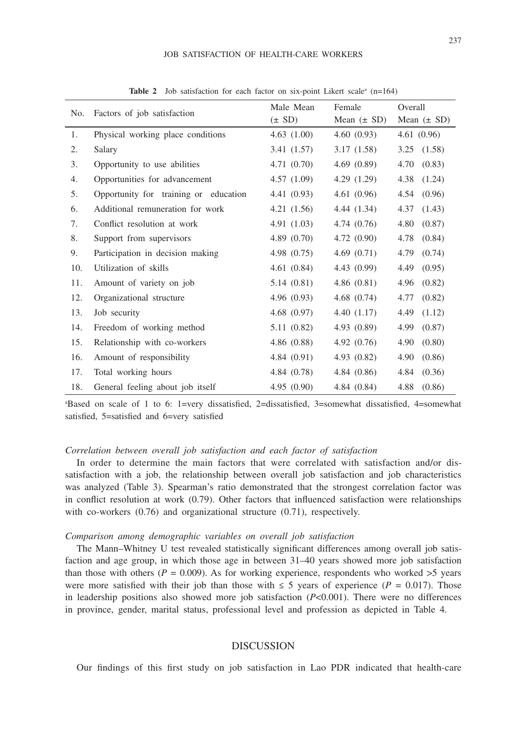**Table 2** Job satisfaction for each factor on six-point Likert scale[a] (n=164)

| No. | Factors of job satisfaction | Male Mean (± SD) | Female Mean (± SD) | Overall Mean (± SD) |
|---|---|---|---|---|
| 1. | Physical working place conditions | 4.63 (1.00) | 4.60 (0.93) | 4.61 (0.96) |
| 2. | Salary | 3.41 (1.57) | 3.17 (1.58) | 3.25 (1.58) |
| 3. | Opportunity to use abilities | 4.71 (0.70) | 4.69 (0.89) | 4.70 (0.83) |
| 4. | Opportunities for advancement | 4.57 (1.09) | 4.29 (1.29) | 4.38 (1.24) |
| 5. | Opportunity for training or education | 4.41 (0.93) | 4.61 (0.96) | 4.54 (0.96) |
| 6. | Additional remuneration for work | 4.21 (1.56) | 4.44 (1.34) | 4.37 (1.43) |
| 7. | Conflict resolution at work | 4.91 (1.03) | 4.74 (0.76) | 4.80 (0.87) |
| 8. | Support from supervisors | 4.89 (0.70) | 4.72 (0.90) | 4.78 (0.84) |
| 9. | Participation in decision making | 4.98 (0.75) | 4.69 (0.71) | 4.79 (0.74) |
| 10. | Utilization of skills | 4.61 (0.84) | 4.43 (0.99) | 4.49 (0.95) |
| 11. | Amount of variety on job | 5.14 (0.81) | 4.86 (0.81) | 4.96 (0.82) |
| 12. | Organizational structure | 4.96 (0.93) | 4.68 (0.74) | 4.77 (0.82) |
| 13. | Job security | 4.68 (0.97) | 4.40 (1.17) | 4.49 (1.12) |
| 14. | Freedom of working method | 5.11 (0.82) | 4.93 (0.89) | 4.99 (0.87) |
| 15. | Relationship with co-workers | 4.86 (0.88) | 4.92 (0.76) | 4.90 (0.80) |
| 16. | Amount of responsibility | 4.84 (0.91) | 4.93 (0.82) | 4.90 (0.86) |
| 17. | Total working hours | 4.84 (0.78) | 4.84 (0.86) | 4.84 (0.36) |
| 18. | General feeling about job itself | 4.95 (0.90) | 4.84 (0.84) | 4.88 (0.86) |

[a]Based on scale of 1 to 6: 1=very dissatisfied, 2=dissatisfied, 3=somewhat dissatisfied, 4=somewhat satisfied, 5=satisfied and 6=very satisfied

*Correlation between overall job satisfaction and each factor of satisfaction*

In order to determine the main factors that were correlated with satisfaction and/or dissatisfaction with a job, the relationship between overall job satisfaction and job characteristics was analyzed (Table 3). Spearman's ratio demonstrated that the strongest correlation factor was in conflict resolution at work (0.79). Other factors that influenced satisfaction were relationships with co-workers (0.76) and organizational structure (0.71), respectively.

*Comparison among demographic variables on overall job satisfaction*

The Mann–Whitney U test revealed statistically significant differences among overall job satisfaction and age group, in which those age in between 31–40 years showed more job satisfaction than those with others ($P$ = 0.009). As for working experience, respondents who worked >5 years were more satisfied with their job than those with ≤ 5 years of experience ($P$ = 0.017). Those in leadership positions also showed more job satisfaction ($P$<0.001). There were no differences in province, gender, marital status, professional level and profession as depicted in Table 4.

## DISCUSSION

Our findings of this first study on job satisfaction in Lao PDR indicated that health-care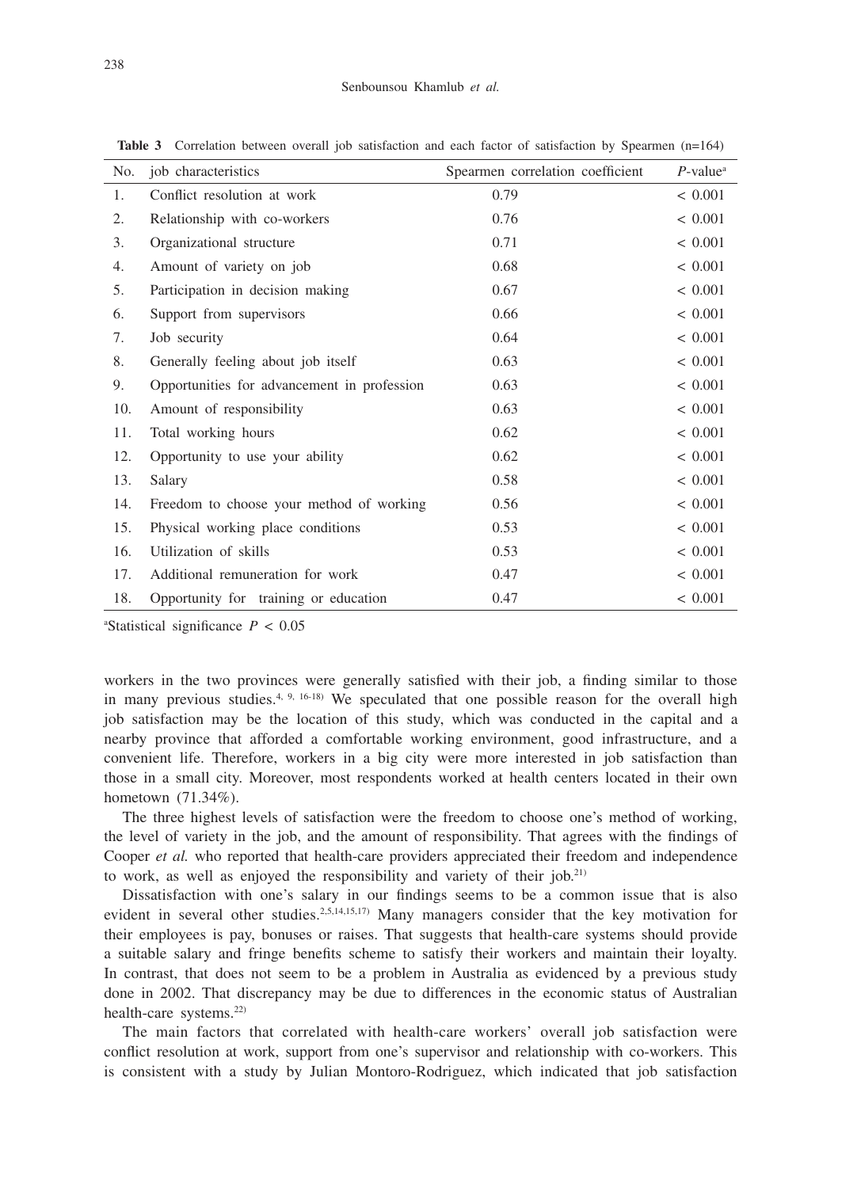**Table 3** Correlation between overall job satisfaction and each factor of satisfaction by Spearmen (n=164)

| No. | job characteristics | Spearmen correlation coefficient | *P*-value[a] |
|---|---|---|---|
| 1. | Conflict resolution at work | 0.79 | < 0.001 |
| 2. | Relationship with co-workers | 0.76 | < 0.001 |
| 3. | Organizational structure | 0.71 | < 0.001 |
| 4. | Amount of variety on job | 0.68 | < 0.001 |
| 5. | Participation in decision making | 0.67 | < 0.001 |
| 6. | Support from supervisors | 0.66 | < 0.001 |
| 7. | Job security | 0.64 | < 0.001 |
| 8. | Generally feeling about job itself | 0.63 | < 0.001 |
| 9. | Opportunities for advancement in profession | 0.63 | < 0.001 |
| 10. | Amount of responsibility | 0.63 | < 0.001 |
| 11. | Total working hours | 0.62 | < 0.001 |
| 12. | Opportunity to use your ability | 0.62 | < 0.001 |
| 13. | Salary | 0.58 | < 0.001 |
| 14. | Freedom to choose your method of working | 0.56 | < 0.001 |
| 15. | Physical working place conditions | 0.53 | < 0.001 |
| 16. | Utilization of skills | 0.53 | < 0.001 |
| 17. | Additional remuneration for work | 0.47 | < 0.001 |
| 18. | Opportunity for training or education | 0.47 | < 0.001 |

[a]Statistical significance $P < 0.05$

workers in the two provinces were generally satisfied with their job, a finding similar to those in many previous studies.[4, 9, 16-18] We speculated that one possible reason for the overall high job satisfaction may be the location of this study, which was conducted in the capital and a nearby province that afforded a comfortable working environment, good infrastructure, and a convenient life. Therefore, workers in a big city were more interested in job satisfaction than those in a small city. Moreover, most respondents worked at health centers located in their own hometown (71.34%).

The three highest levels of satisfaction were the freedom to choose one's method of working, the level of variety in the job, and the amount of responsibility. That agrees with the findings of Cooper *et al.* who reported that health-care providers appreciated their freedom and independence to work, as well as enjoyed the responsibility and variety of their job.[21]

Dissatisfaction with one's salary in our findings seems to be a common issue that is also evident in several other studies.[2,5,14,15,17] Many managers consider that the key motivation for their employees is pay, bonuses or raises. That suggests that health-care systems should provide a suitable salary and fringe benefits scheme to satisfy their workers and maintain their loyalty. In contrast, that does not seem to be a problem in Australia as evidenced by a previous study done in 2002. That discrepancy may be due to differences in the economic status of Australian health-care systems.[22]

The main factors that correlated with health-care workers' overall job satisfaction were conflict resolution at work, support from one's supervisor and relationship with co-workers. This is consistent with a study by Julian Montoro-Rodriguez, which indicated that job satisfaction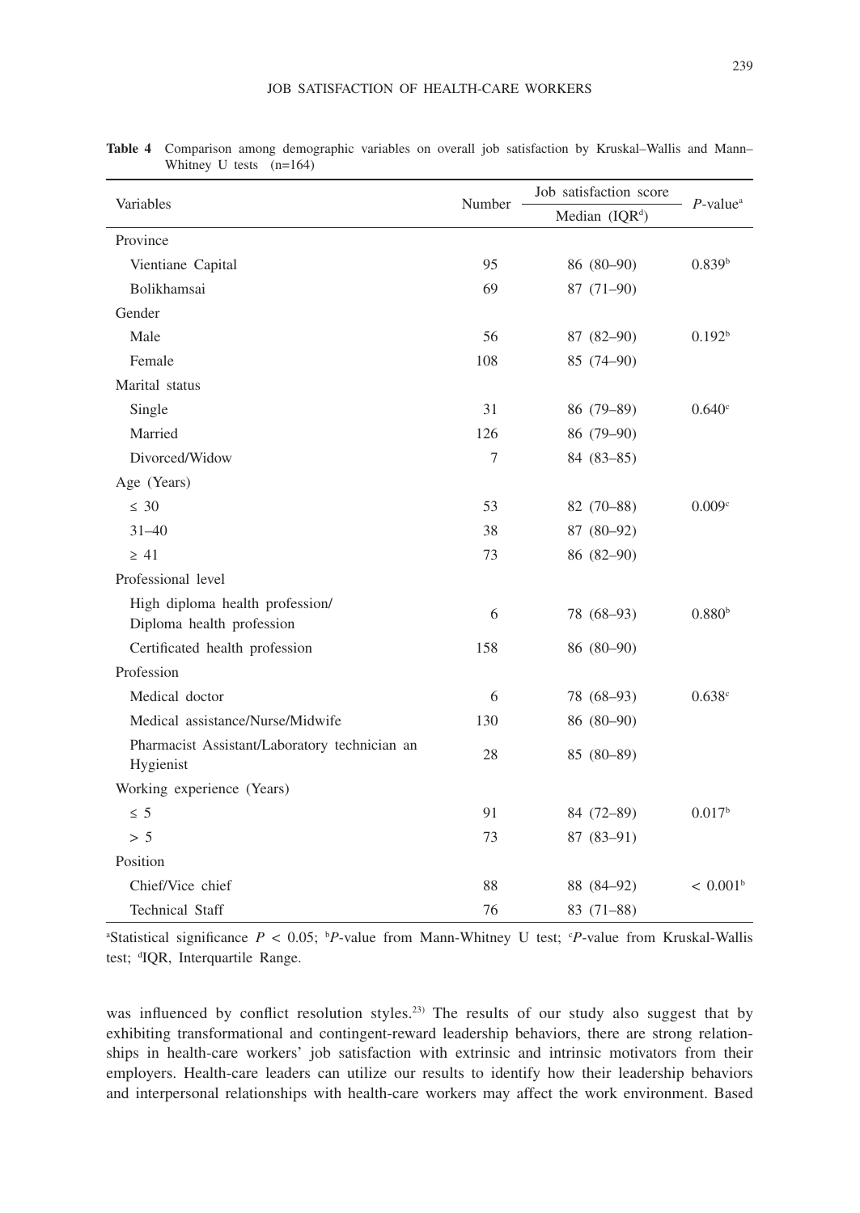**Table 4** Comparison among demographic variables on overall job satisfaction by Kruskal–Wallis and Mann–Whitney U tests (n=164)

| Variables | Number | Job satisfaction score Median (IQR[d]) | *P*-value[a] |
|---|---|---|---|
| Province | | | |
| Vientiane Capital | 95 | 86 (80–90) | 0.839[b] |
| Bolikhamsai | 69 | 87 (71–90) | |
| Gender | | | |
| Male | 56 | 87 (82–90) | 0.192[b] |
| Female | 108 | 85 (74–90) | |
| Marital status | | | |
| Single | 31 | 86 (79–89) | 0.640[c] |
| Married | 126 | 86 (79–90) | |
| Divorced/Widow | 7 | 84 (83–85) | |
| Age (Years) | | | |
| ≤ 30 | 53 | 82 (70–88) | 0.009[c] |
| 31–40 | 38 | 87 (80–92) | |
| ≥ 41 | 73 | 86 (82–90) | |
| Professional level | | | |
| High diploma health profession/ Diploma health profession | 6 | 78 (68–93) | 0.880[b] |
| Certificated health profession | 158 | 86 (80–90) | |
| Profession | | | |
| Medical doctor | 6 | 78 (68–93) | 0.638[c] |
| Medical assistance/Nurse/Midwife | 130 | 86 (80–90) | |
| Pharmacist Assistant/Laboratory technician an Hygienist | 28 | 85 (80–89) | |
| Working experience (Years) | | | |
| ≤ 5 | 91 | 84 (72–89) | 0.017[b] |
| > 5 | 73 | 87 (83–91) | |
| Position | | | |
| Chief/Vice chief | 88 | 88 (84–92) | < 0.001[b] |
| Technical Staff | 76 | 83 (71–88) | |

[a]Statistical significance $P < 0.05$; [b]*P*-value from Mann-Whitney U test; [c]*P*-value from Kruskal-Wallis test; [d]IQR, Interquartile Range.

was influenced by conflict resolution styles.[23] The results of our study also suggest that by exhibiting transformational and contingent-reward leadership behaviors, there are strong relationships in health-care workers' job satisfaction with extrinsic and intrinsic motivators from their employers. Health-care leaders can utilize our results to identify how their leadership behaviors and interpersonal relationships with health-care workers may affect the work environment. Based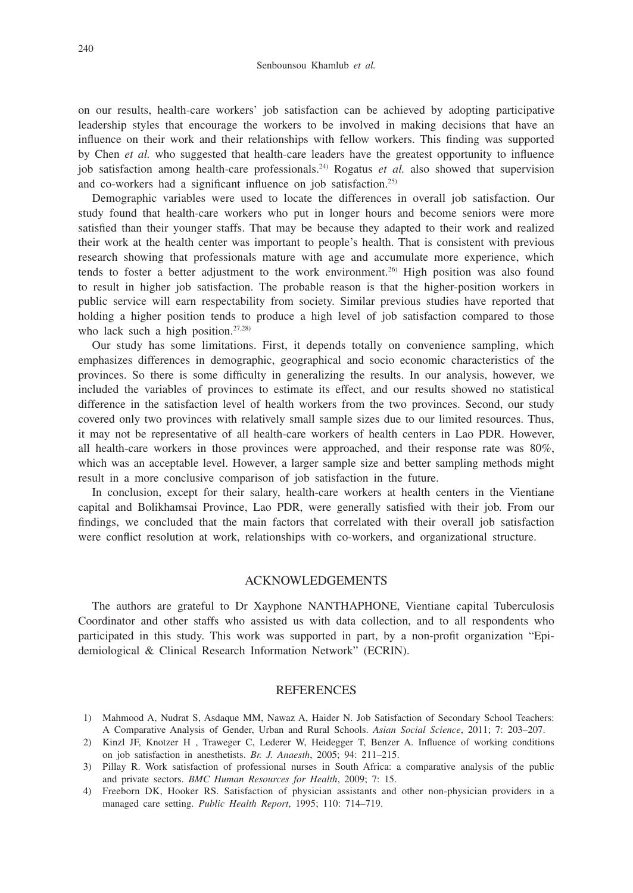on our results, health-care workers' job satisfaction can be achieved by adopting participative leadership styles that encourage the workers to be involved in making decisions that have an influence on their work and their relationships with fellow workers. This finding was supported by Chen *et al.* who suggested that health-care leaders have the greatest opportunity to influence job satisfaction among health-care professionals.[24] Rogatus *et al.* also showed that supervision and co-workers had a significant influence on job satisfaction.[25]

Demographic variables were used to locate the differences in overall job satisfaction. Our study found that health-care workers who put in longer hours and become seniors were more satisfied than their younger staffs. That may be because they adapted to their work and realized their work at the health center was important to people's health. That is consistent with previous research showing that professionals mature with age and accumulate more experience, which tends to foster a better adjustment to the work environment.[26] High position was also found to result in higher job satisfaction. The probable reason is that the higher-position workers in public service will earn respectability from society. Similar previous studies have reported that holding a higher position tends to produce a high level of job satisfaction compared to those who lack such a high position.[27,28]

Our study has some limitations. First, it depends totally on convenience sampling, which emphasizes differences in demographic, geographical and socio economic characteristics of the provinces. So there is some difficulty in generalizing the results. In our analysis, however, we included the variables of provinces to estimate its effect, and our results showed no statistical difference in the satisfaction level of health workers from the two provinces. Second, our study covered only two provinces with relatively small sample sizes due to our limited resources. Thus, it may not be representative of all health-care workers of health centers in Lao PDR. However, all health-care workers in those provinces were approached, and their response rate was 80%, which was an acceptable level. However, a larger sample size and better sampling methods might result in a more conclusive comparison of job satisfaction in the future.

In conclusion, except for their salary, health-care workers at health centers in the Vientiane capital and Bolikhamsai Province, Lao PDR, were generally satisfied with their job. From our findings, we concluded that the main factors that correlated with their overall job satisfaction were conflict resolution at work, relationships with co-workers, and organizational structure.

## ACKNOWLEDGEMENTS

The authors are grateful to Dr Xayphone NANTHAPHONE, Vientiane capital Tuberculosis Coordinator and other staffs who assisted us with data collection, and to all respondents who participated in this study. This work was supported in part, by a non-profit organization "Epidemiological & Clinical Research Information Network" (ECRIN).

## REFERENCES

1) Mahmood A, Nudrat S, Asdaque MM, Nawaz A, Haider N. Job Satisfaction of Secondary School Teachers: A Comparative Analysis of Gender, Urban and Rural Schools. *Asian Social Science*, 2011; 7: 203–207.
2) Kinzl JF, Knotzer H , Traweger C, Lederer W, Heidegger T, Benzer A. Influence of working conditions on job satisfaction in anesthetists. *Br. J. Anaesth*, 2005; 94: 211–215.
3) Pillay R. Work satisfaction of professional nurses in South Africa: a comparative analysis of the public and private sectors. *BMC Human Resources for Health*, 2009; 7: 15.
4) Freeborn DK, Hooker RS. Satisfaction of physician assistants and other non-physician providers in a managed care setting. *Public Health Report*, 1995; 110: 714–719.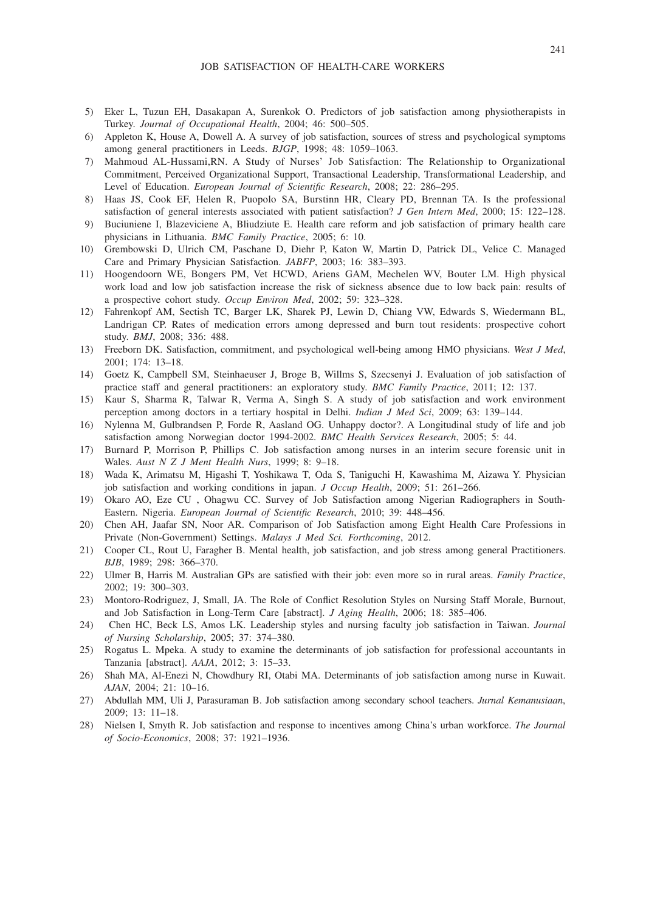5) Eker L, Tuzun EH, Dasakapan A, Surenkok O. Predictors of job satisfaction among physiotherapists in Turkey. *Journal of Occupational Health*, 2004; 46: 500–505.
6) Appleton K, House A, Dowell A. A survey of job satisfaction, sources of stress and psychological symptoms among general practitioners in Leeds. *BJGP*, 1998; 48: 1059–1063.
7) Mahmoud AL-Hussami,RN. A Study of Nurses' Job Satisfaction: The Relationship to Organizational Commitment, Perceived Organizational Support, Transactional Leadership, Transformational Leadership, and Level of Education. *European Journal of Scientific Research*, 2008; 22: 286–295.
8) Haas JS, Cook EF, Helen R, Puopolo SA, Burstinn HR, Cleary PD, Brennan TA. Is the professional satisfaction of general interests associated with patient satisfaction? *J Gen Intern Med*, 2000; 15: 122–128.
9) Buciuniene I, Blazeviciene A, Bliudziute E. Health care reform and job satisfaction of primary health care physicians in Lithuania. *BMC Family Practice*, 2005; 6: 10.
10) Grembowski D, Ulrich CM, Paschane D, Diehr P, Katon W, Martin D, Patrick DL, Velice C. Managed Care and Primary Physician Satisfaction. *JABFP*, 2003; 16: 383–393.
11) Hoogendoorn WE, Bongers PM, Vet HCWD, Ariens GAM, Mechelen WV, Bouter LM. High physical work load and low job satisfaction increase the risk of sickness absence due to low back pain: results of a prospective cohort study. *Occup Environ Med*, 2002; 59: 323–328.
12) Fahrenkopf AM, Sectish TC, Barger LK, Sharek PJ, Lewin D, Chiang VW, Edwards S, Wiedermann BL, Landrigan CP. Rates of medication errors among depressed and burn tout residents: prospective cohort study. *BMJ*, 2008; 336: 488.
13) Freeborn DK. Satisfaction, commitment, and psychological well-being among HMO physicians. *West J Med*, 2001; 174: 13–18.
14) Goetz K, Campbell SM, Steinhaeuser J, Broge B, Willms S, Szecsenyi J. Evaluation of job satisfaction of practice staff and general practitioners: an exploratory study. *BMC Family Practice*, 2011; 12: 137.
15) Kaur S, Sharma R, Talwar R, Verma A, Singh S. A study of job satisfaction and work environment perception among doctors in a tertiary hospital in Delhi. *Indian J Med Sci*, 2009; 63: 139–144.
16) Nylenna M, Gulbrandsen P, Forde R, Aasland OG. Unhappy doctor?. A Longitudinal study of life and job satisfaction among Norwegian doctor 1994-2002. *BMC Health Services Research*, 2005; 5: 44.
17) Burnard P, Morrison P, Phillips C. Job satisfaction among nurses in an interim secure forensic unit in Wales. *Aust N Z J Ment Health Nurs*, 1999; 8: 9–18.
18) Wada K, Arimatsu M, Higashi T, Yoshikawa T, Oda S, Taniguchi H, Kawashima M, Aizawa Y. Physician job satisfaction and working conditions in japan. *J Occup Health*, 2009; 51: 261–266.
19) Okaro AO, Eze CU , Ohagwu CC. Survey of Job Satisfaction among Nigerian Radiographers in South-Eastern. Nigeria. *European Journal of Scientific Research*, 2010; 39: 448–456.
20) Chen AH, Jaafar SN, Noor AR. Comparison of Job Satisfaction among Eight Health Care Professions in Private (Non-Government) Settings. *Malays J Med Sci. Forthcoming*, 2012.
21) Cooper CL, Rout U, Faragher B. Mental health, job satisfaction, and job stress among general Practitioners. *BJB*, 1989; 298: 366–370.
22) Ulmer B, Harris M. Australian GPs are satisfied with their job: even more so in rural areas. *Family Practice*, 2002; 19: 300–303.
23) Montoro-Rodriguez, J, Small, JA. The Role of Conflict Resolution Styles on Nursing Staff Morale, Burnout, and Job Satisfaction in Long-Term Care [abstract]. *J Aging Health*, 2006; 18: 385–406.
24) Chen HC, Beck LS, Amos LK. Leadership styles and nursing faculty job satisfaction in Taiwan. *Journal of Nursing Scholarship*, 2005; 37: 374–380.
25) Rogatus L. Mpeka. A study to examine the determinants of job satisfaction for professional accountants in Tanzania [abstract]. *AAJA*, 2012; 3: 15–33.
26) Shah MA, Al-Enezi N, Chowdhury RI, Otabi MA. Determinants of job satisfaction among nurse in Kuwait. *AJAN*, 2004; 21: 10–16.
27) Abdullah MM, Uli J, Parasuraman B. Job satisfaction among secondary school teachers. *Jurnal Kemanusiaan*, 2009; 13: 11–18.
28) Nielsen I, Smyth R. Job satisfaction and response to incentives among China's urban workforce. *The Journal of Socio-Economics*, 2008; 37: 1921–1936.